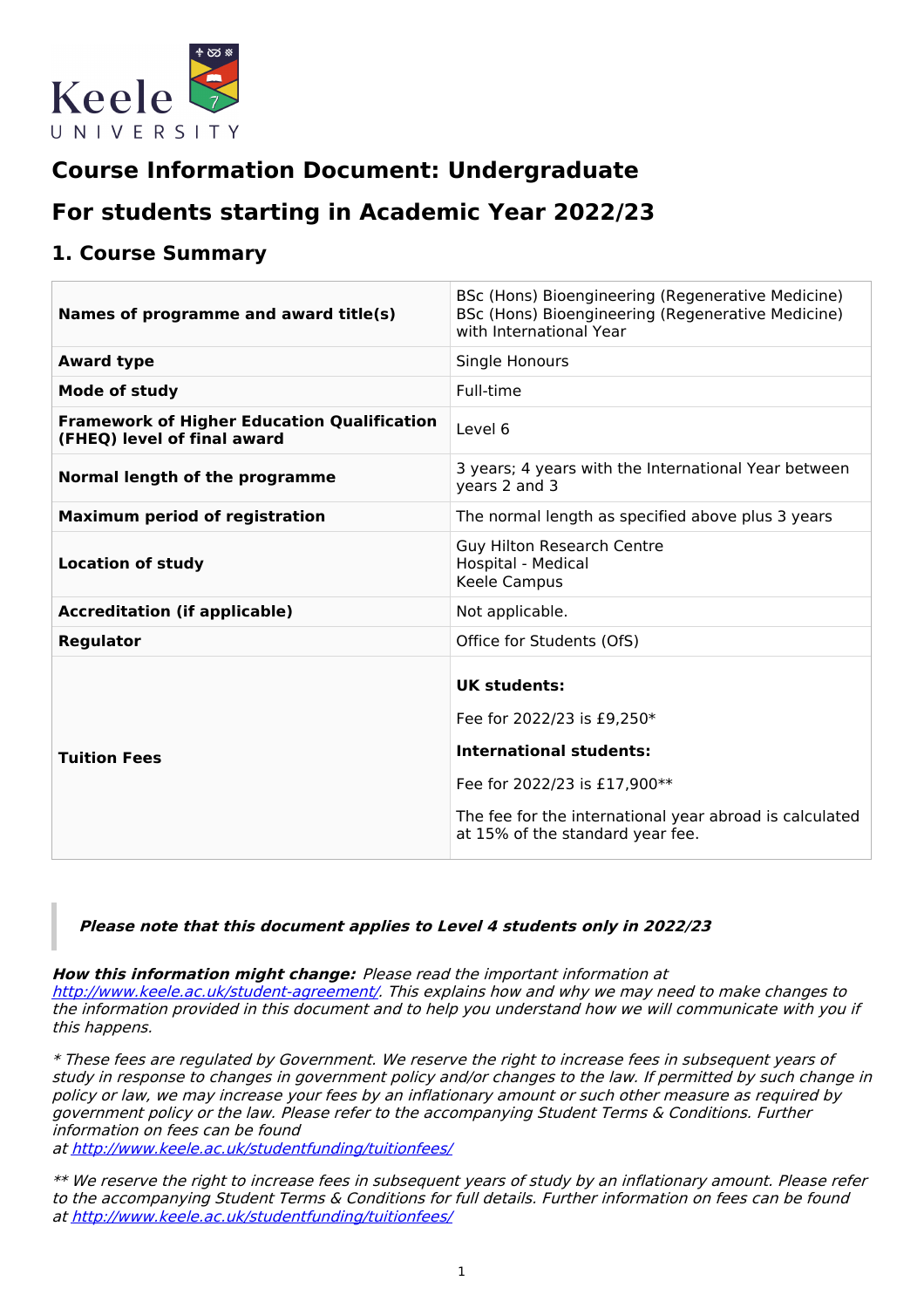# Course Information Document: Undergraduate

# For students starting in Academic Year 2022/23

## 1. Course Summary

| | |
|---|---|
| **Names of programme and award title(s)** | BSc (Hons) Bioengineering (Regenerative Medicine)<br>BSc (Hons) Bioengineering (Regenerative Medicine) with International Year |
| **Award type** | Single Honours |
| **Mode of study** | Full-time |
| **Framework of Higher Education Qualification (FHEQ) level of final award** | Level 6 |
| **Normal length of the programme** | 3 years; 4 years with the International Year between years 2 and 3 |
| **Maximum period of registration** | The normal length as specified above plus 3 years |
| **Location of study** | Guy Hilton Research Centre<br>Hospital - Medical<br>Keele Campus |
| **Accreditation (if applicable)** | Not applicable. |
| **Regulator** | Office for Students (OfS) |
| **Tuition Fees** | **UK students:**<br>Fee for 2022/23 is £9,250*<br>**International students:**<br>Fee for 2022/23 is £17,900**<br>The fee for the international year abroad is calculated at 15% of the standard year fee. |

> ***Please note that this document applies to Level 4 students only in 2022/23***

***How this information might change:*** *Please read the important information at [http://www.keele.ac.uk/student-agreement/](http://www.keele.ac.uk/student-agreement/). This explains how and why we may need to make changes to the information provided in this document and to help you understand how we will communicate with you if this happens.*

*\* These fees are regulated by Government. We reserve the right to increase fees in subsequent years of study in response to changes in government policy and/or changes to the law. If permitted by such change in policy or law, we may increase your fees by an inflationary amount or such other measure as required by government policy or the law. Please refer to the accompanying Student Terms & Conditions. Further information on fees can be found at [http://www.keele.ac.uk/studentfunding/tuitionfees/](http://www.keele.ac.uk/studentfunding/tuitionfees/)*

*\*\* We reserve the right to increase fees in subsequent years of study by an inflationary amount. Please refer to the accompanying Student Terms & Conditions for full details. Further information on fees can be found at [http://www.keele.ac.uk/studentfunding/tuitionfees/](http://www.keele.ac.uk/studentfunding/tuitionfees/)*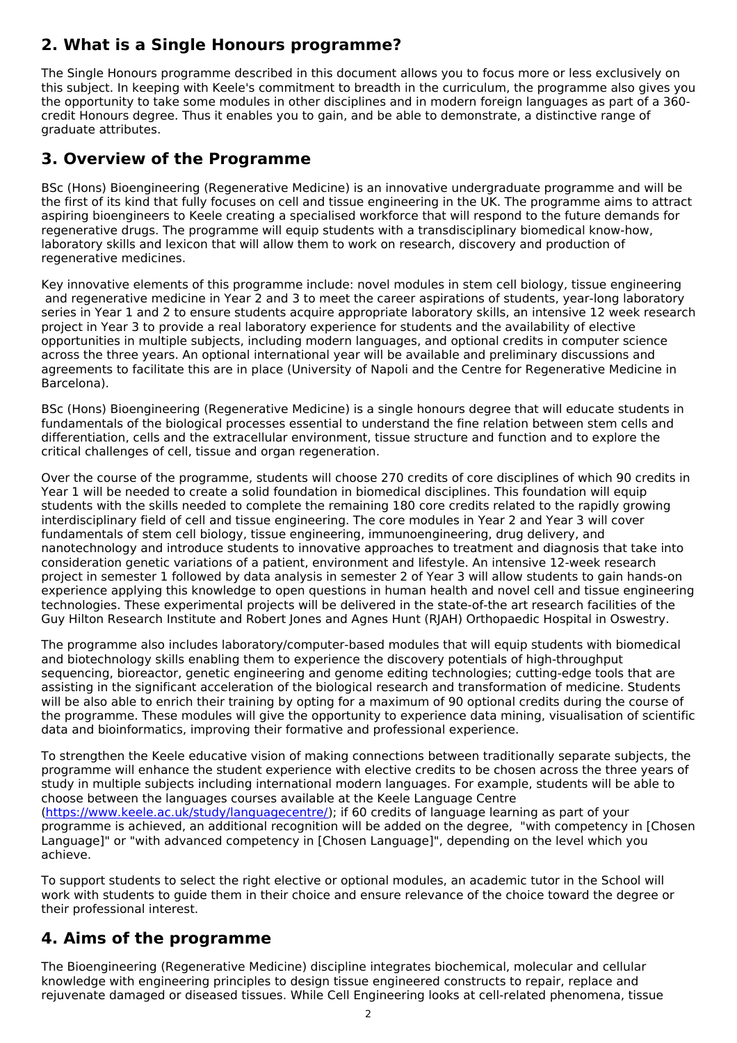## 2. What is a Single Honours programme?

The Single Honours programme described in this document allows you to focus more or less exclusively on this subject. In keeping with Keele's commitment to breadth in the curriculum, the programme also gives you the opportunity to take some modules in other disciplines and in modern foreign languages as part of a 360-credit Honours degree. Thus it enables you to gain, and be able to demonstrate, a distinctive range of graduate attributes.

## 3. Overview of the Programme

BSc (Hons) Bioengineering (Regenerative Medicine) is an innovative undergraduate programme and will be the first of its kind that fully focuses on cell and tissue engineering in the UK. The programme aims to attract aspiring bioengineers to Keele creating a specialised workforce that will respond to the future demands for regenerative drugs. The programme will equip students with a transdisciplinary biomedical know-how, laboratory skills and lexicon that will allow them to work on research, discovery and production of regenerative medicines.

Key innovative elements of this programme include: novel modules in stem cell biology, tissue engineering and regenerative medicine in Year 2 and 3 to meet the career aspirations of students, year-long laboratory series in Year 1 and 2 to ensure students acquire appropriate laboratory skills, an intensive 12 week research project in Year 3 to provide a real laboratory experience for students and the availability of elective opportunities in multiple subjects, including modern languages, and optional credits in computer science across the three years. An optional international year will be available and preliminary discussions and agreements to facilitate this are in place (University of Napoli and the Centre for Regenerative Medicine in Barcelona).

BSc (Hons) Bioengineering (Regenerative Medicine) is a single honours degree that will educate students in fundamentals of the biological processes essential to understand the fine relation between stem cells and differentiation, cells and the extracellular environment, tissue structure and function and to explore the critical challenges of cell, tissue and organ regeneration.

Over the course of the programme, students will choose 270 credits of core disciplines of which 90 credits in Year 1 will be needed to create a solid foundation in biomedical disciplines. This foundation will equip students with the skills needed to complete the remaining 180 core credits related to the rapidly growing interdisciplinary field of cell and tissue engineering. The core modules in Year 2 and Year 3 will cover fundamentals of stem cell biology, tissue engineering, immunoengineering, drug delivery, and nanotechnology and introduce students to innovative approaches to treatment and diagnosis that take into consideration genetic variations of a patient, environment and lifestyle. An intensive 12-week research project in semester 1 followed by data analysis in semester 2 of Year 3 will allow students to gain hands-on experience applying this knowledge to open questions in human health and novel cell and tissue engineering technologies. These experimental projects will be delivered in the state-of-the art research facilities of the Guy Hilton Research Institute and Robert Jones and Agnes Hunt (RJAH) Orthopaedic Hospital in Oswestry.

The programme also includes laboratory/computer-based modules that will equip students with biomedical and biotechnology skills enabling them to experience the discovery potentials of high-throughput sequencing, bioreactor, genetic engineering and genome editing technologies; cutting-edge tools that are assisting in the significant acceleration of the biological research and transformation of medicine. Students will be also able to enrich their training by opting for a maximum of 90 optional credits during the course of the programme. These modules will give the opportunity to experience data mining, visualisation of scientific data and bioinformatics, improving their formative and professional experience.

To strengthen the Keele educative vision of making connections between traditionally separate subjects, the programme will enhance the student experience with elective credits to be chosen across the three years of study in multiple subjects including international modern languages. For example, students will be able to choose between the languages courses available at the Keele Language Centre (https://www.keele.ac.uk/study/languagecentre/); if 60 credits of language learning as part of your programme is achieved, an additional recognition will be added on the degree, "with competency in [Chosen Language]" or "with advanced competency in [Chosen Language]", depending on the level which you achieve.

To support students to select the right elective or optional modules, an academic tutor in the School will work with students to guide them in their choice and ensure relevance of the choice toward the degree or their professional interest.

## 4. Aims of the programme

The Bioengineering (Regenerative Medicine) discipline integrates biochemical, molecular and cellular knowledge with engineering principles to design tissue engineered constructs to repair, replace and rejuvenate damaged or diseased tissues. While Cell Engineering looks at cell-related phenomena, tissue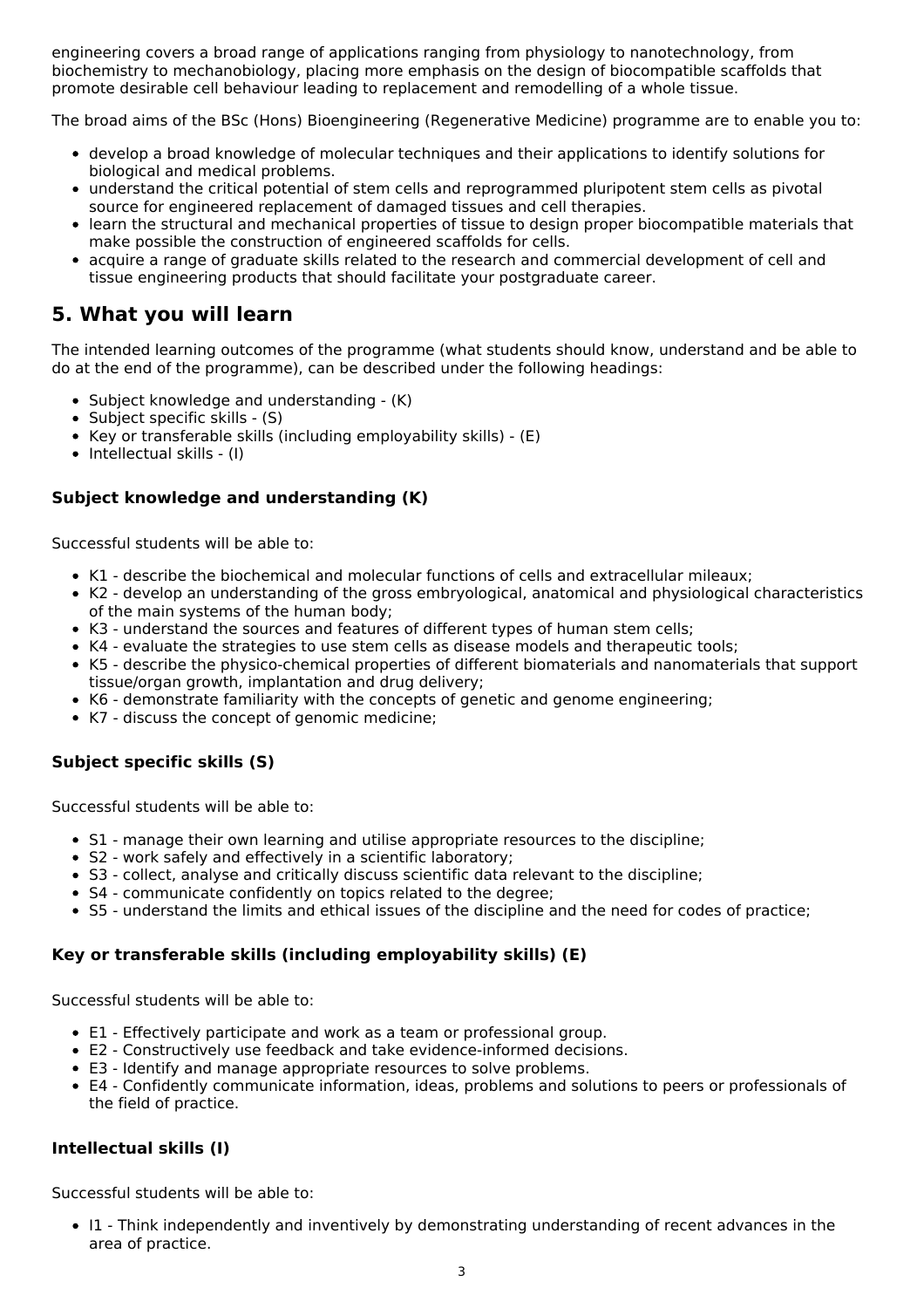engineering covers a broad range of applications ranging from physiology to nanotechnology, from biochemistry to mechanobiology, placing more emphasis on the design of biocompatible scaffolds that promote desirable cell behaviour leading to replacement and remodelling of a whole tissue.

The broad aims of the BSc (Hons) Bioengineering (Regenerative Medicine) programme are to enable you to:

- develop a broad knowledge of molecular techniques and their applications to identify solutions for biological and medical problems.
- understand the critical potential of stem cells and reprogrammed pluripotent stem cells as pivotal source for engineered replacement of damaged tissues and cell therapies.
- learn the structural and mechanical properties of tissue to design proper biocompatible materials that make possible the construction of engineered scaffolds for cells.
- acquire a range of graduate skills related to the research and commercial development of cell and tissue engineering products that should facilitate your postgraduate career.

## 5. What you will learn

The intended learning outcomes of the programme (what students should know, understand and be able to do at the end of the programme), can be described under the following headings:

- Subject knowledge and understanding - (K)
- Subject specific skills - (S)
- Key or transferable skills (including employability skills) - (E)
- Intellectual skills - (I)

### Subject knowledge and understanding (K)

Successful students will be able to:

- K1 - describe the biochemical and molecular functions of cells and extracellular mileaux;
- K2 - develop an understanding of the gross embryological, anatomical and physiological characteristics of the main systems of the human body;
- K3 - understand the sources and features of different types of human stem cells;
- K4 - evaluate the strategies to use stem cells as disease models and therapeutic tools;
- K5 - describe the physico-chemical properties of different biomaterials and nanomaterials that support tissue/organ growth, implantation and drug delivery;
- K6 - demonstrate familiarity with the concepts of genetic and genome engineering;
- K7 - discuss the concept of genomic medicine;

### Subject specific skills (S)

Successful students will be able to:

- S1 - manage their own learning and utilise appropriate resources to the discipline;
- S2 - work safely and effectively in a scientific laboratory;
- S3 - collect, analyse and critically discuss scientific data relevant to the discipline;
- S4 - communicate confidently on topics related to the degree;
- S5 - understand the limits and ethical issues of the discipline and the need for codes of practice;

### Key or transferable skills (including employability skills) (E)

Successful students will be able to:

- E1 - Effectively participate and work as a team or professional group.
- E2 - Constructively use feedback and take evidence-informed decisions.
- E3 - Identify and manage appropriate resources to solve problems.
- E4 - Confidently communicate information, ideas, problems and solutions to peers or professionals of the field of practice.

### Intellectual skills (I)

Successful students will be able to:

- I1 - Think independently and inventively by demonstrating understanding of recent advances in the area of practice.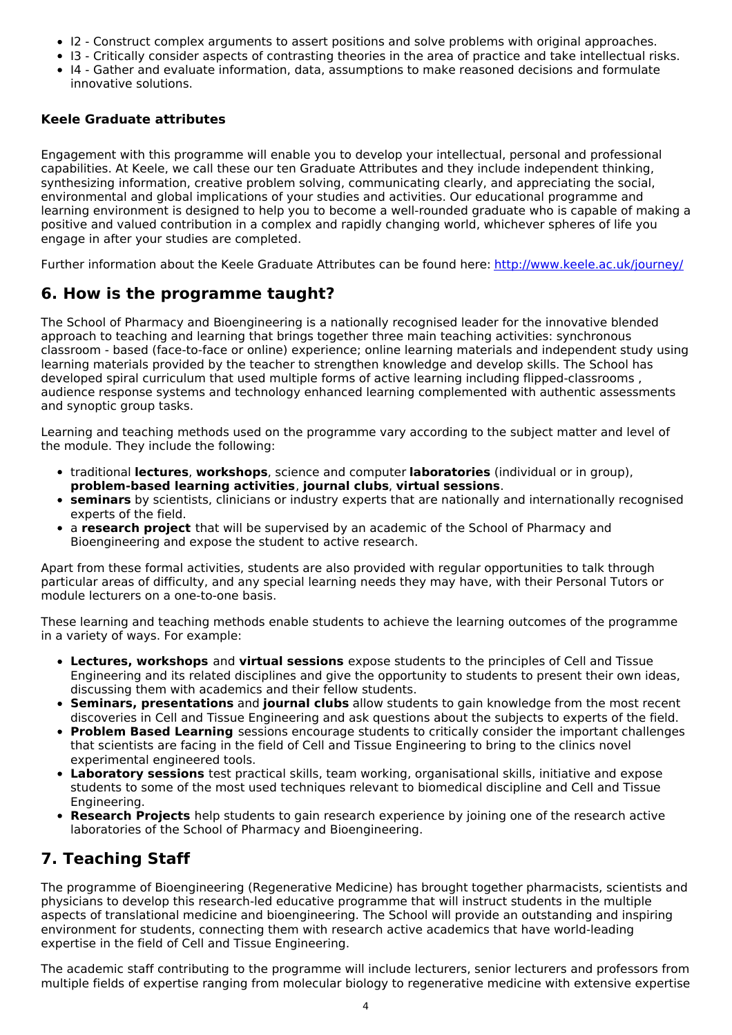- I2 - Construct complex arguments to assert positions and solve problems with original approaches.
- I3 - Critically consider aspects of contrasting theories in the area of practice and take intellectual risks.
- I4 - Gather and evaluate information, data, assumptions to make reasoned decisions and formulate innovative solutions.

**Keele Graduate attributes**

Engagement with this programme will enable you to develop your intellectual, personal and professional capabilities. At Keele, we call these our ten Graduate Attributes and they include independent thinking, synthesizing information, creative problem solving, communicating clearly, and appreciating the social, environmental and global implications of your studies and activities. Our educational programme and learning environment is designed to help you to become a well-rounded graduate who is capable of making a positive and valued contribution in a complex and rapidly changing world, whichever spheres of life you engage in after your studies are completed.

Further information about the Keele Graduate Attributes can be found here: http://www.keele.ac.uk/journey/

## 6. How is the programme taught?

The School of Pharmacy and Bioengineering is a nationally recognised leader for the innovative blended approach to teaching and learning that brings together three main teaching activities: synchronous classroom - based (face-to-face or online) experience; online learning materials and independent study using learning materials provided by the teacher to strengthen knowledge and develop skills. The School has developed spiral curriculum that used multiple forms of active learning including flipped-classrooms , audience response systems and technology enhanced learning complemented with authentic assessments and synoptic group tasks.

Learning and teaching methods used on the programme vary according to the subject matter and level of the module. They include the following:

- traditional **lectures**, **workshops**, science and computer **laboratories** (individual or in group), **problem-based learning activities**, **journal clubs**, **virtual sessions**.
- **seminars** by scientists, clinicians or industry experts that are nationally and internationally recognised experts of the field.
- a **research project** that will be supervised by an academic of the School of Pharmacy and Bioengineering and expose the student to active research.

Apart from these formal activities, students are also provided with regular opportunities to talk through particular areas of difficulty, and any special learning needs they may have, with their Personal Tutors or module lecturers on a one-to-one basis.

These learning and teaching methods enable students to achieve the learning outcomes of the programme in a variety of ways. For example:

- **Lectures, workshops** and **virtual sessions** expose students to the principles of Cell and Tissue Engineering and its related disciplines and give the opportunity to students to present their own ideas, discussing them with academics and their fellow students.
- **Seminars, presentations** and **journal clubs** allow students to gain knowledge from the most recent discoveries in Cell and Tissue Engineering and ask questions about the subjects to experts of the field.
- **Problem Based Learning** sessions encourage students to critically consider the important challenges that scientists are facing in the field of Cell and Tissue Engineering to bring to the clinics novel experimental engineered tools.
- **Laboratory sessions** test practical skills, team working, organisational skills, initiative and expose students to some of the most used techniques relevant to biomedical discipline and Cell and Tissue Engineering.
- **Research Projects** help students to gain research experience by joining one of the research active laboratories of the School of Pharmacy and Bioengineering.

## 7. Teaching Staff

The programme of Bioengineering (Regenerative Medicine) has brought together pharmacists, scientists and physicians to develop this research-led educative programme that will instruct students in the multiple aspects of translational medicine and bioengineering. The School will provide an outstanding and inspiring environment for students, connecting them with research active academics that have world-leading expertise in the field of Cell and Tissue Engineering.

The academic staff contributing to the programme will include lecturers, senior lecturers and professors from multiple fields of expertise ranging from molecular biology to regenerative medicine with extensive expertise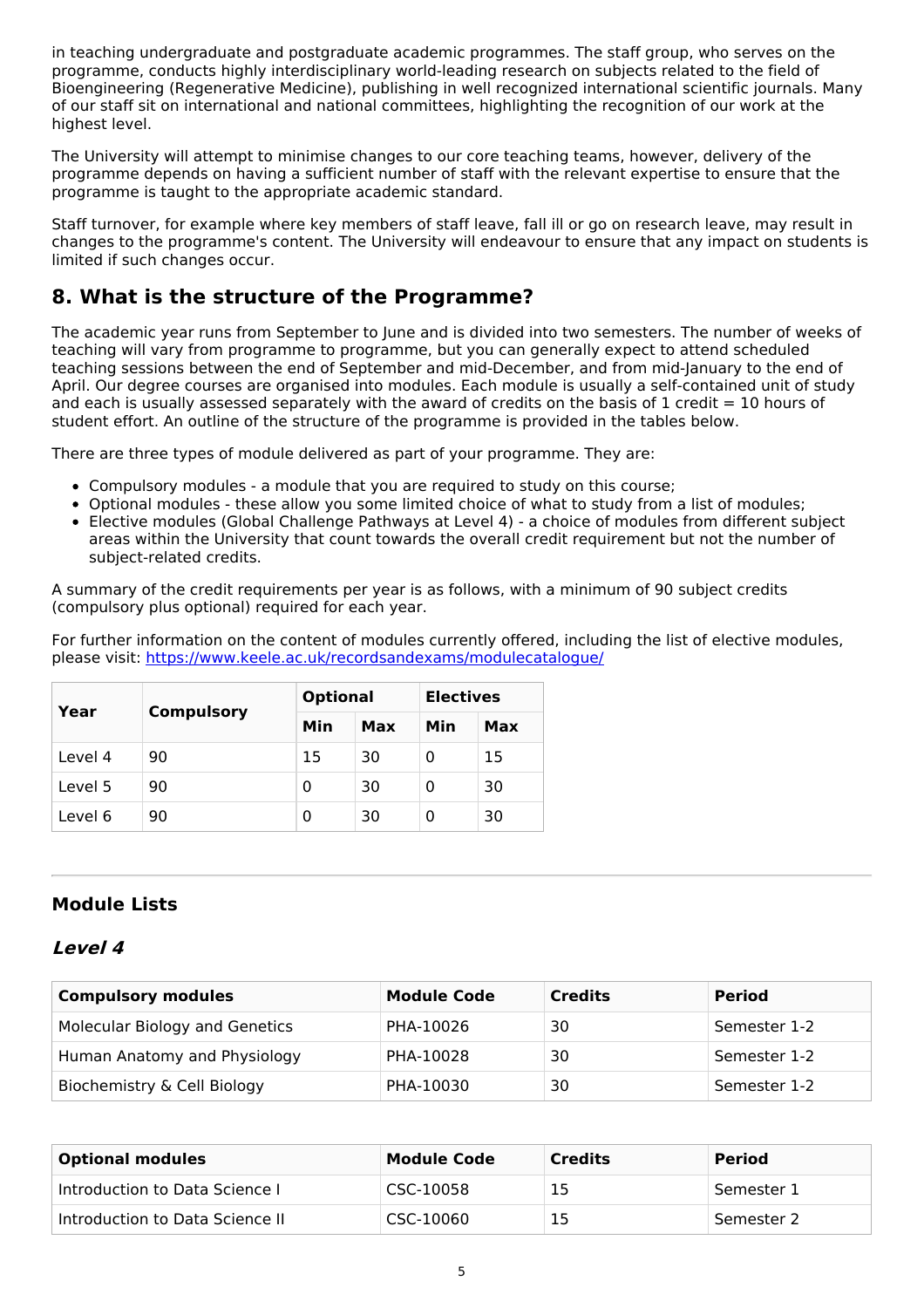in teaching undergraduate and postgraduate academic programmes. The staff group, who serves on the programme, conducts highly interdisciplinary world-leading research on subjects related to the field of Bioengineering (Regenerative Medicine), publishing in well recognized international scientific journals. Many of our staff sit on international and national committees, highlighting the recognition of our work at the highest level.

The University will attempt to minimise changes to our core teaching teams, however, delivery of the programme depends on having a sufficient number of staff with the relevant expertise to ensure that the programme is taught to the appropriate academic standard.

Staff turnover, for example where key members of staff leave, fall ill or go on research leave, may result in changes to the programme's content. The University will endeavour to ensure that any impact on students is limited if such changes occur.

## 8. What is the structure of the Programme?

The academic year runs from September to June and is divided into two semesters. The number of weeks of teaching will vary from programme to programme, but you can generally expect to attend scheduled teaching sessions between the end of September and mid-December, and from mid-January to the end of April. Our degree courses are organised into modules. Each module is usually a self-contained unit of study and each is usually assessed separately with the award of credits on the basis of 1 credit = 10 hours of student effort. An outline of the structure of the programme is provided in the tables below.

There are three types of module delivered as part of your programme. They are:

- Compulsory modules - a module that you are required to study on this course;
- Optional modules - these allow you some limited choice of what to study from a list of modules;
- Elective modules (Global Challenge Pathways at Level 4) - a choice of modules from different subject areas within the University that count towards the overall credit requirement but not the number of subject-related credits.

A summary of the credit requirements per year is as follows, with a minimum of 90 subject credits (compulsory plus optional) required for each year.

For further information on the content of modules currently offered, including the list of elective modules, please visit: https://www.keele.ac.uk/recordsandexams/modulecatalogue/

| Year | Compulsory | Optional | | Electives | |
|---|---|---|---|---|---|
| | | Min | Max | Min | Max |
| Level 4 | 90 | 15 | 30 | 0 | 15 |
| Level 5 | 90 | 0 | 30 | 0 | 30 |
| Level 6 | 90 | 0 | 30 | 0 | 30 |

---

### Module Lists

#### *Level 4*

| Compulsory modules | Module Code | Credits | Period |
|---|---|---|---|
| Molecular Biology and Genetics | PHA-10026 | 30 | Semester 1-2 |
| Human Anatomy and Physiology | PHA-10028 | 30 | Semester 1-2 |
| Biochemistry & Cell Biology | PHA-10030 | 30 | Semester 1-2 |

| Optional modules | Module Code | Credits | Period |
|---|---|---|---|
| Introduction to Data Science I | CSC-10058 | 15 | Semester 1 |
| Introduction to Data Science II | CSC-10060 | 15 | Semester 2 |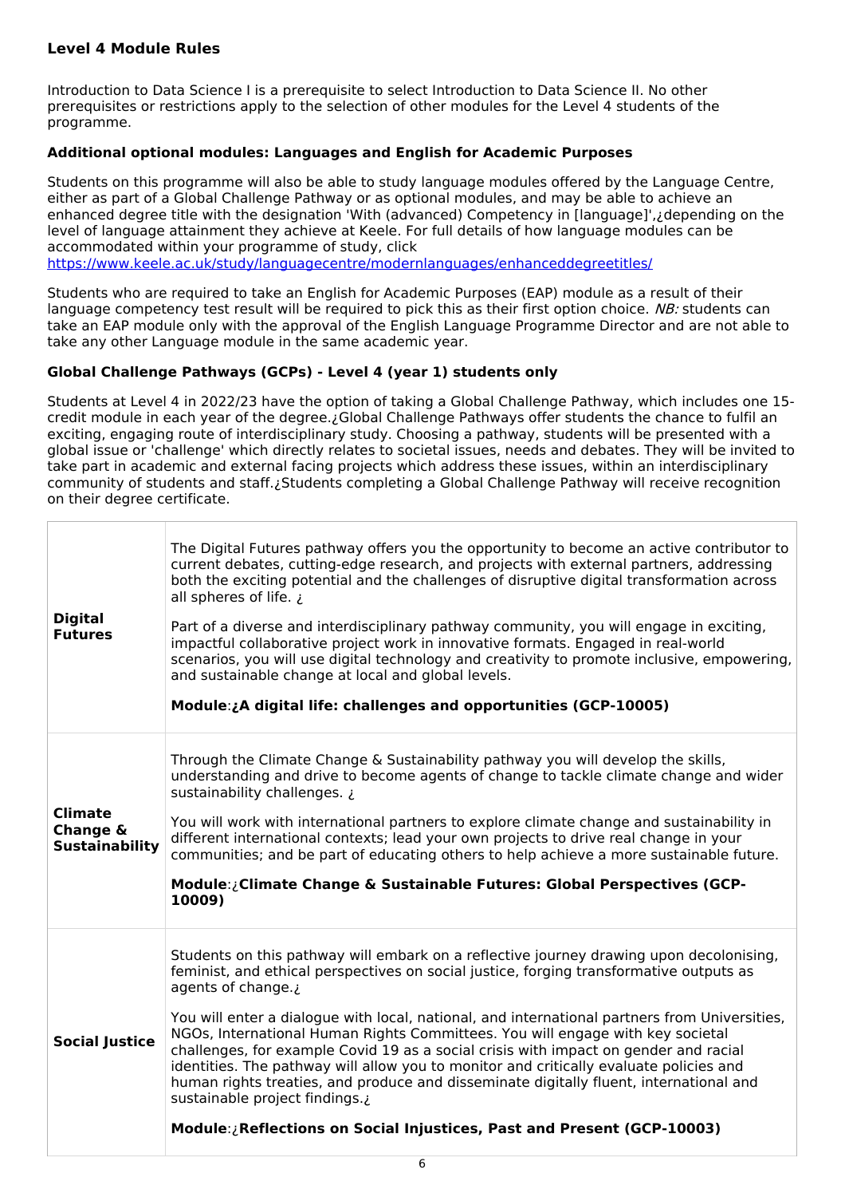### Level 4 Module Rules

Introduction to Data Science I is a prerequisite to select Introduction to Data Science II. No other prerequisites or restrictions apply to the selection of other modules for the Level 4 students of the programme.

#### Additional optional modules: Languages and English for Academic Purposes

Students on this programme will also be able to study language modules offered by the Language Centre, either as part of a Global Challenge Pathway or as optional modules, and may be able to achieve an enhanced degree title with the designation 'With (advanced) Competency in [language]',¿depending on the level of language attainment they achieve at Keele. For full details of how language modules can be accommodated within your programme of study, click https://www.keele.ac.uk/study/languagecentre/modernlanguages/enhanceddegreetitles/

Students who are required to take an English for Academic Purposes (EAP) module as a result of their language competency test result will be required to pick this as their first option choice. *NB:* students can take an EAP module only with the approval of the English Language Programme Director and are not able to take any other Language module in the same academic year.

#### Global Challenge Pathways (GCPs) - Level 4 (year 1) students only

Students at Level 4 in 2022/23 have the option of taking a Global Challenge Pathway, which includes one 15-credit module in each year of the degree.¿Global Challenge Pathways offer students the chance to fulfil an exciting, engaging route of interdisciplinary study. Choosing a pathway, students will be presented with a global issue or 'challenge' which directly relates to societal issues, needs and debates. They will be invited to take part in academic and external facing projects which address these issues, within an interdisciplinary community of students and staff.¿Students completing a Global Challenge Pathway will receive recognition on their degree certificate.

| | |
|---|---|
| **Digital Futures** | The Digital Futures pathway offers you the opportunity to become an active contributor to current debates, cutting-edge research, and projects with external partners, addressing both the exciting potential and the challenges of disruptive digital transformation across all spheres of life. ¿<br><br>Part of a diverse and interdisciplinary pathway community, you will engage in exciting, impactful collaborative project work in innovative formats. Engaged in real-world scenarios, you will use digital technology and creativity to promote inclusive, empowering, and sustainable change at local and global levels.<br><br>**Module**:**¿A digital life: challenges and opportunities (GCP-10005)** |
| **Climate Change & Sustainability** | Through the Climate Change & Sustainability pathway you will develop the skills, understanding and drive to become agents of change to tackle climate change and wider sustainability challenges. ¿<br><br>You will work with international partners to explore climate change and sustainability in different international contexts; lead your own projects to drive real change in your communities; and be part of educating others to help achieve a more sustainable future.<br><br>**Module**:¿**Climate Change & Sustainable Futures: Global Perspectives (GCP-10009)** |
| **Social Justice** | Students on this pathway will embark on a reflective journey drawing upon decolonising, feminist, and ethical perspectives on social justice, forging transformative outputs as agents of change.¿<br><br>You will enter a dialogue with local, national, and international partners from Universities, NGOs, International Human Rights Committees. You will engage with key societal challenges, for example Covid 19 as a social crisis with impact on gender and racial identities. The pathway will allow you to monitor and critically evaluate policies and human rights treaties, and produce and disseminate digitally fluent, international and sustainable project findings.¿<br><br>**Module**:¿**Reflections on Social Injustices, Past and Present (GCP-10003)** |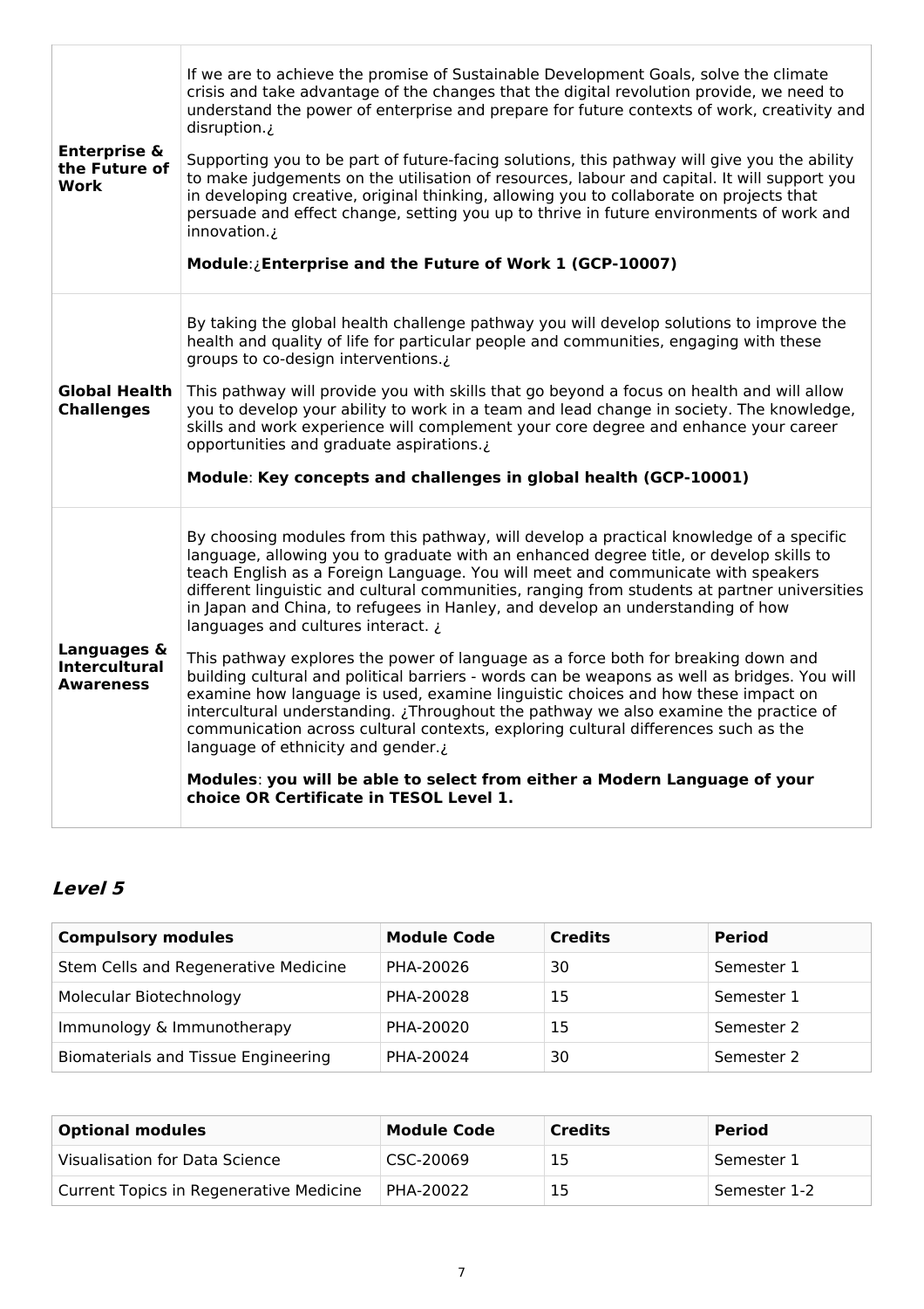| | |
|---|---|
| **Enterprise & the Future of Work** | If we are to achieve the promise of Sustainable Development Goals, solve the climate crisis and take advantage of the changes that the digital revolution provide, we need to understand the power of enterprise and prepare for future contexts of work, creativity and disruption.¿<br><br>Supporting you to be part of future-facing solutions, this pathway will give you the ability to make judgements on the utilisation of resources, labour and capital. It will support you in developing creative, original thinking, allowing you to collaborate on projects that persuade and effect change, setting you up to thrive in future environments of work and innovation.¿<br><br>**Module**:¿**Enterprise and the Future of Work 1 (GCP-10007)** |
| **Global Health Challenges** | By taking the global health challenge pathway you will develop solutions to improve the health and quality of life for particular people and communities, engaging with these groups to co-design interventions.¿<br><br>This pathway will provide you with skills that go beyond a focus on health and will allow you to develop your ability to work in a team and lead change in society. The knowledge, skills and work experience will complement your core degree and enhance your career opportunities and graduate aspirations.¿<br><br>**Module**: **Key concepts and challenges in global health (GCP-10001)** |
| **Languages & Intercultural Awareness** | By choosing modules from this pathway, will develop a practical knowledge of a specific language, allowing you to graduate with an enhanced degree title, or develop skills to teach English as a Foreign Language. You will meet and communicate with speakers different linguistic and cultural communities, ranging from students at partner universities in Japan and China, to refugees in Hanley, and develop an understanding of how languages and cultures interact. ¿<br><br>This pathway explores the power of language as a force both for breaking down and building cultural and political barriers - words can be weapons as well as bridges. You will examine how language is used, examine linguistic choices and how these impact on intercultural understanding. ¿Throughout the pathway we also examine the practice of communication across cultural contexts, exploring cultural differences such as the language of ethnicity and gender.¿<br><br>**Modules**: **you will be able to select from either a Modern Language of your choice OR Certificate in TESOL Level 1.** |

## *Level 5*

| Compulsory modules | Module Code | Credits | Period |
|---|---|---|---|
| Stem Cells and Regenerative Medicine | PHA-20026 | 30 | Semester 1 |
| Molecular Biotechnology | PHA-20028 | 15 | Semester 1 |
| Immunology & Immunotherapy | PHA-20020 | 15 | Semester 2 |
| Biomaterials and Tissue Engineering | PHA-20024 | 30 | Semester 2 |

| Optional modules | Module Code | Credits | Period |
|---|---|---|---|
| Visualisation for Data Science | CSC-20069 | 15 | Semester 1 |
| Current Topics in Regenerative Medicine | PHA-20022 | 15 | Semester 1-2 |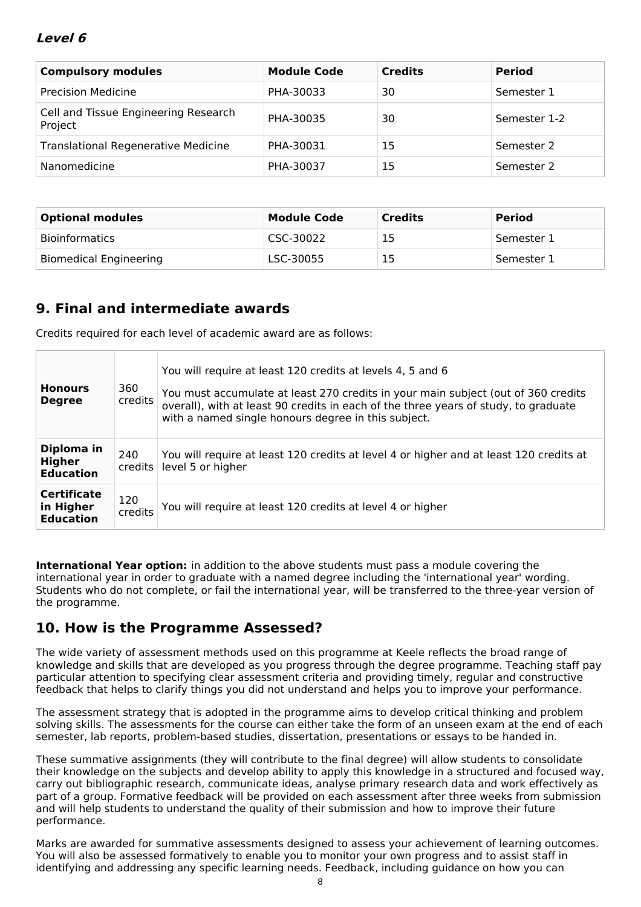### *Level 6*

| Compulsory modules | Module Code | Credits | Period |
| --- | --- | --- | --- |
| Precision Medicine | PHA-30033 | 30 | Semester 1 |
| Cell and Tissue Engineering Research Project | PHA-30035 | 30 | Semester 1-2 |
| Translational Regenerative Medicine | PHA-30031 | 15 | Semester 2 |
| Nanomedicine | PHA-30037 | 15 | Semester 2 |

| Optional modules | Module Code | Credits | Period |
| --- | --- | --- | --- |
| Bioinformatics | CSC-30022 | 15 | Semester 1 |
| Biomedical Engineering | LSC-30055 | 15 | Semester 1 |

## 9. Final and intermediate awards

Credits required for each level of academic award are as follows:

| | | |
| --- | --- | --- |
| **Honours Degree** | 360 credits | You will require at least 120 credits at levels 4, 5 and 6<br><br>You must accumulate at least 270 credits in your main subject (out of 360 credits overall), with at least 90 credits in each of the three years of study, to graduate with a named single honours degree in this subject. |
| **Diploma in Higher Education** | 240 credits | You will require at least 120 credits at level 4 or higher and at least 120 credits at level 5 or higher |
| **Certificate in Higher Education** | 120 credits | You will require at least 120 credits at level 4 or higher |

**International Year option:** in addition to the above students must pass a module covering the international year in order to graduate with a named degree including the 'international year' wording. Students who do not complete, or fail the international year, will be transferred to the three-year version of the programme.

## 10. How is the Programme Assessed?

The wide variety of assessment methods used on this programme at Keele reflects the broad range of knowledge and skills that are developed as you progress through the degree programme. Teaching staff pay particular attention to specifying clear assessment criteria and providing timely, regular and constructive feedback that helps to clarify things you did not understand and helps you to improve your performance.

The assessment strategy that is adopted in the programme aims to develop critical thinking and problem solving skills. The assessments for the course can either take the form of an unseen exam at the end of each semester, lab reports, problem-based studies, dissertation, presentations or essays to be handed in.

These summative assignments (they will contribute to the final degree) will allow students to consolidate their knowledge on the subjects and develop ability to apply this knowledge in a structured and focused way, carry out bibliographic research, communicate ideas, analyse primary research data and work effectively as part of a group. Formative feedback will be provided on each assessment after three weeks from submission and will help students to understand the quality of their submission and how to improve their future performance.

Marks are awarded for summative assessments designed to assess your achievement of learning outcomes. You will also be assessed formatively to enable you to monitor your own progress and to assist staff in identifying and addressing any specific learning needs. Feedback, including guidance on how you can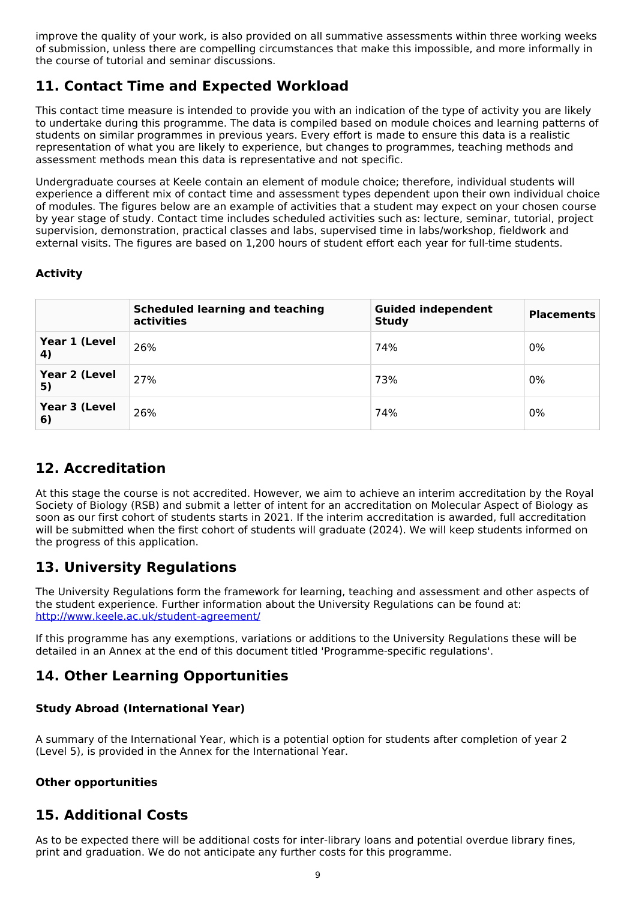improve the quality of your work, is also provided on all summative assessments within three working weeks of submission, unless there are compelling circumstances that make this impossible, and more informally in the course of tutorial and seminar discussions.

## 11. Contact Time and Expected Workload

This contact time measure is intended to provide you with an indication of the type of activity you are likely to undertake during this programme. The data is compiled based on module choices and learning patterns of students on similar programmes in previous years. Every effort is made to ensure this data is a realistic representation of what you are likely to experience, but changes to programmes, teaching methods and assessment methods mean this data is representative and not specific.

Undergraduate courses at Keele contain an element of module choice; therefore, individual students will experience a different mix of contact time and assessment types dependent upon their own individual choice of modules. The figures below are an example of activities that a student may expect on your chosen course by year stage of study. Contact time includes scheduled activities such as: lecture, seminar, tutorial, project supervision, demonstration, practical classes and labs, supervised time in labs/workshop, fieldwork and external visits. The figures are based on 1,200 hours of student effort each year for full-time students.

### Activity

| | Scheduled learning and teaching activities | Guided independent Study | Placements |
|---|---|---|---|
| **Year 1 (Level 4)** | 26% | 74% | 0% |
| **Year 2 (Level 5)** | 27% | 73% | 0% |
| **Year 3 (Level 6)** | 26% | 74% | 0% |

## 12. Accreditation

At this stage the course is not accredited. However, we aim to achieve an interim accreditation by the Royal Society of Biology (RSB) and submit a letter of intent for an accreditation on Molecular Aspect of Biology as soon as our first cohort of students starts in 2021. If the interim accreditation is awarded, full accreditation will be submitted when the first cohort of students will graduate (2024). We will keep students informed on the progress of this application.

## 13. University Regulations

The University Regulations form the framework for learning, teaching and assessment and other aspects of the student experience. Further information about the University Regulations can be found at: http://www.keele.ac.uk/student-agreement/

If this programme has any exemptions, variations or additions to the University Regulations these will be detailed in an Annex at the end of this document titled 'Programme-specific regulations'.

## 14. Other Learning Opportunities

### Study Abroad (International Year)

A summary of the International Year, which is a potential option for students after completion of year 2 (Level 5), is provided in the Annex for the International Year.

### Other opportunities

## 15. Additional Costs

As to be expected there will be additional costs for inter-library loans and potential overdue library fines, print and graduation. We do not anticipate any further costs for this programme.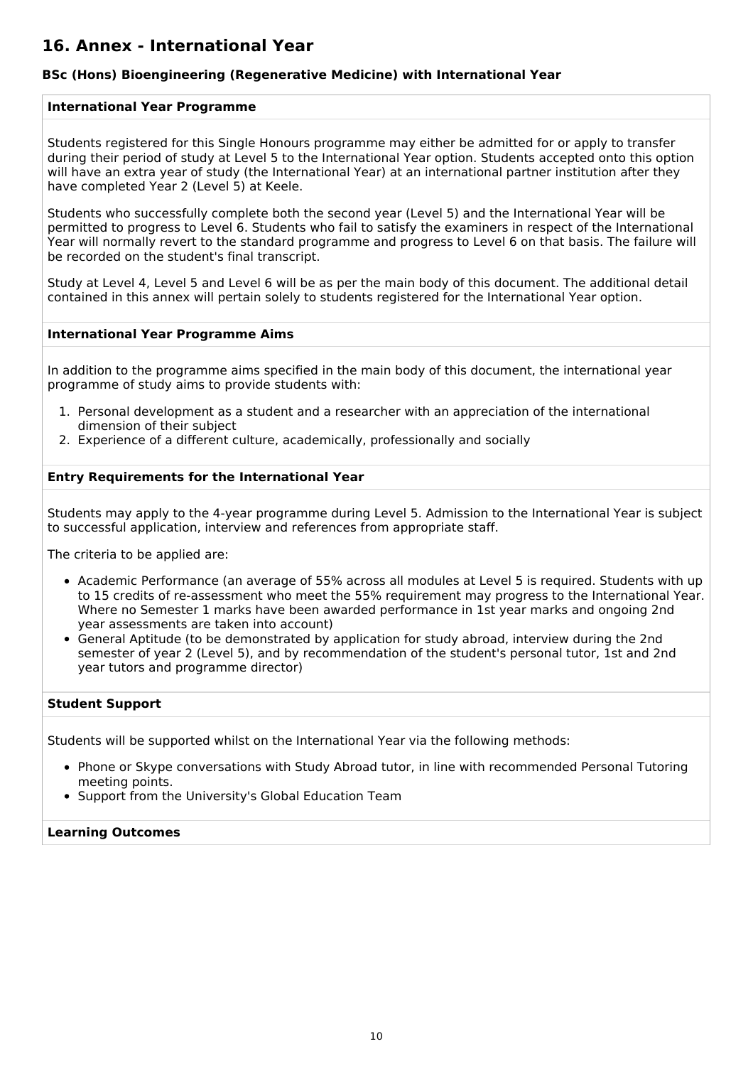## 16. Annex - International Year

### BSc (Hons) Bioengineering (Regenerative Medicine) with International Year

#### International Year Programme

Students registered for this Single Honours programme may either be admitted for or apply to transfer during their period of study at Level 5 to the International Year option. Students accepted onto this option will have an extra year of study (the International Year) at an international partner institution after they have completed Year 2 (Level 5) at Keele.

Students who successfully complete both the second year (Level 5) and the International Year will be permitted to progress to Level 6. Students who fail to satisfy the examiners in respect of the International Year will normally revert to the standard programme and progress to Level 6 on that basis. The failure will be recorded on the student's final transcript.

Study at Level 4, Level 5 and Level 6 will be as per the main body of this document. The additional detail contained in this annex will pertain solely to students registered for the International Year option.

#### International Year Programme Aims

In addition to the programme aims specified in the main body of this document, the international year programme of study aims to provide students with:

1. Personal development as a student and a researcher with an appreciation of the international dimension of their subject
2. Experience of a different culture, academically, professionally and socially

#### Entry Requirements for the International Year

Students may apply to the 4-year programme during Level 5. Admission to the International Year is subject to successful application, interview and references from appropriate staff.

The criteria to be applied are:

- Academic Performance (an average of 55% across all modules at Level 5 is required. Students with up to 15 credits of re-assessment who meet the 55% requirement may progress to the International Year. Where no Semester 1 marks have been awarded performance in 1st year marks and ongoing 2nd year assessments are taken into account)
- General Aptitude (to be demonstrated by application for study abroad, interview during the 2nd semester of year 2 (Level 5), and by recommendation of the student's personal tutor, 1st and 2nd year tutors and programme director)

#### Student Support

Students will be supported whilst on the International Year via the following methods:

- Phone or Skype conversations with Study Abroad tutor, in line with recommended Personal Tutoring meeting points.
- Support from the University's Global Education Team

#### Learning Outcomes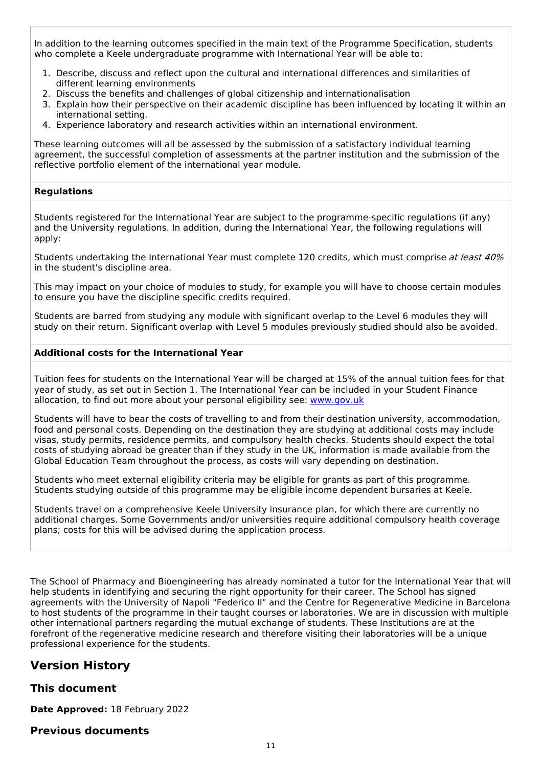In addition to the learning outcomes specified in the main text of the Programme Specification, students who complete a Keele undergraduate programme with International Year will be able to:

1. Describe, discuss and reflect upon the cultural and international differences and similarities of different learning environments
2. Discuss the benefits and challenges of global citizenship and internationalisation
3. Explain how their perspective on their academic discipline has been influenced by locating it within an international setting.
4. Experience laboratory and research activities within an international environment.

These learning outcomes will all be assessed by the submission of a satisfactory individual learning agreement, the successful completion of assessments at the partner institution and the submission of the reflective portfolio element of the international year module.

**Regulations**

Students registered for the International Year are subject to the programme-specific regulations (if any) and the University regulations. In addition, during the International Year, the following regulations will apply:

Students undertaking the International Year must complete 120 credits, which must comprise *at least 40%* in the student's discipline area.

This may impact on your choice of modules to study, for example you will have to choose certain modules to ensure you have the discipline specific credits required.

Students are barred from studying any module with significant overlap to the Level 6 modules they will study on their return. Significant overlap with Level 5 modules previously studied should also be avoided.

**Additional costs for the International Year**

Tuition fees for students on the International Year will be charged at 15% of the annual tuition fees for that year of study, as set out in Section 1. The International Year can be included in your Student Finance allocation, to find out more about your personal eligibility see: [www.gov.uk](www.gov.uk)

Students will have to bear the costs of travelling to and from their destination university, accommodation, food and personal costs. Depending on the destination they are studying at additional costs may include visas, study permits, residence permits, and compulsory health checks. Students should expect the total costs of studying abroad be greater than if they study in the UK, information is made available from the Global Education Team throughout the process, as costs will vary depending on destination.

Students who meet external eligibility criteria may be eligible for grants as part of this programme. Students studying outside of this programme may be eligible income dependent bursaries at Keele.

Students travel on a comprehensive Keele University insurance plan, for which there are currently no additional charges. Some Governments and/or universities require additional compulsory health coverage plans; costs for this will be advised during the application process.

The School of Pharmacy and Bioengineering has already nominated a tutor for the International Year that will help students in identifying and securing the right opportunity for their career. The School has signed agreements with the University of Napoli "Federico II" and the Centre for Regenerative Medicine in Barcelona to host students of the programme in their taught courses or laboratories. We are in discussion with multiple other international partners regarding the mutual exchange of students. These Institutions are at the forefront of the regenerative medicine research and therefore visiting their laboratories will be a unique professional experience for the students.

## Version History

### This document

**Date Approved:** 18 February 2022

### Previous documents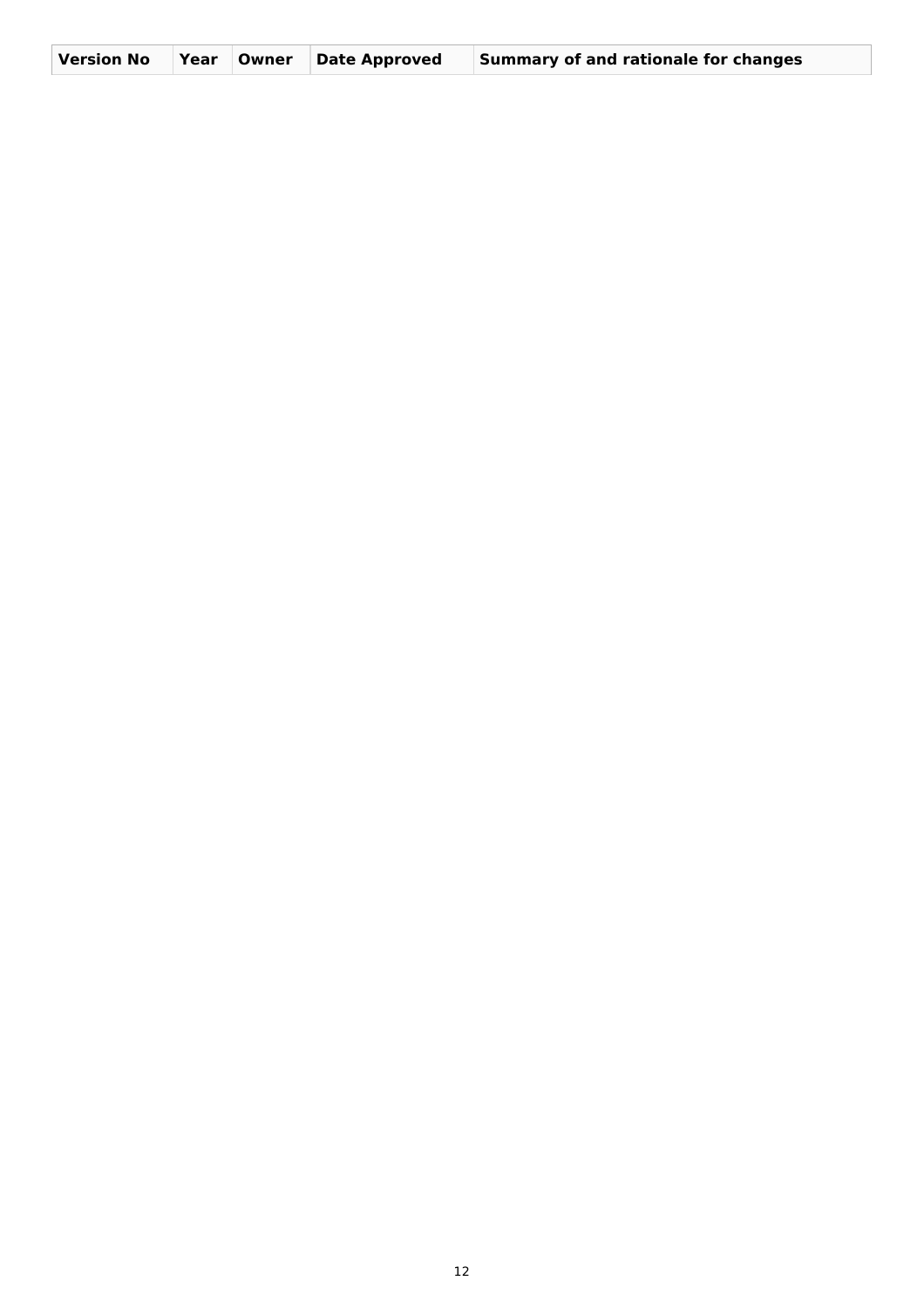| Version No | Year | Owner | Date Approved | Summary of and rationale for changes |
| --- | --- | --- | --- | --- |